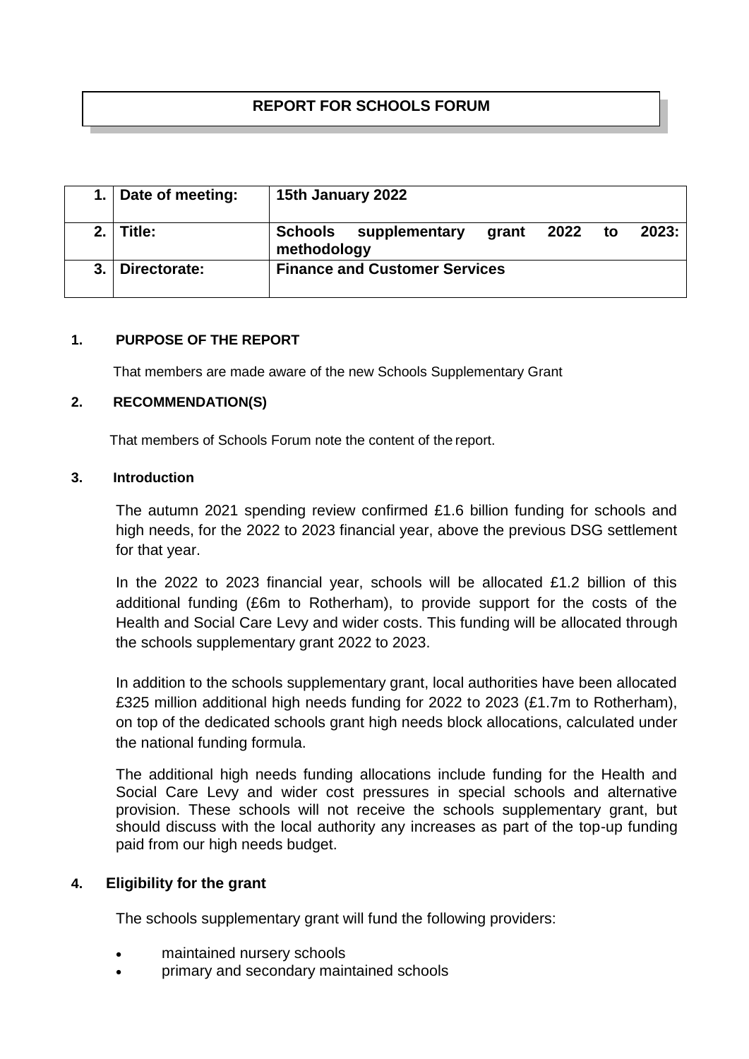# REPORT FOR SCHOOLS FORUM

| | | |
|---|---|---|
| 1. | Date of meeting: | 15th January 2022 |
| 2. | Title: | Schools supplementary grant 2022 to 2023: methodology |
| 3. | Directorate: | Finance and Customer Services |

## 1. PURPOSE OF THE REPORT

That members are made aware of the new Schools Supplementary Grant

## 2. RECOMMENDATION(S)

That members of Schools Forum note the content of the report.

## 3. Introduction

The autumn 2021 spending review confirmed £1.6 billion funding for schools and high needs, for the 2022 to 2023 financial year, above the previous DSG settlement for that year.

In the 2022 to 2023 financial year, schools will be allocated £1.2 billion of this additional funding (£6m to Rotherham), to provide support for the costs of the Health and Social Care Levy and wider costs. This funding will be allocated through the schools supplementary grant 2022 to 2023.

In addition to the schools supplementary grant, local authorities have been allocated £325 million additional high needs funding for 2022 to 2023 (£1.7m to Rotherham), on top of the dedicated schools grant high needs block allocations, calculated under the national funding formula.

The additional high needs funding allocations include funding for the Health and Social Care Levy and wider cost pressures in special schools and alternative provision. These schools will not receive the schools supplementary grant, but should discuss with the local authority any increases as part of the top-up funding paid from our high needs budget.

## 4. Eligibility for the grant

The schools supplementary grant will fund the following providers:

- maintained nursery schools
- primary and secondary maintained schools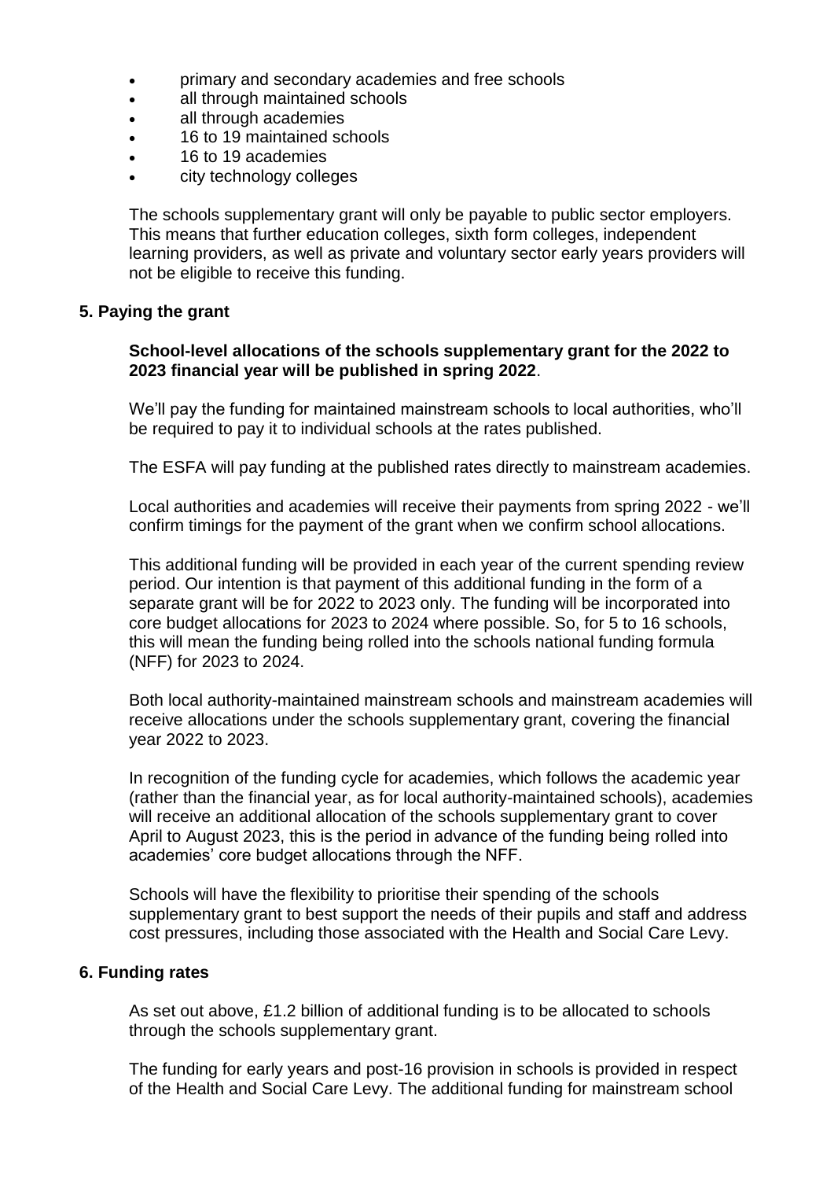- primary and secondary academies and free schools
- all through maintained schools
- all through academies
- 16 to 19 maintained schools
- 16 to 19 academies
- city technology colleges

The schools supplementary grant will only be payable to public sector employers. This means that further education colleges, sixth form colleges, independent learning providers, as well as private and voluntary sector early years providers will not be eligible to receive this funding.

## 5. Paying the grant

**School-level allocations of the schools supplementary grant for the 2022 to 2023 financial year will be published in spring 2022**.

We'll pay the funding for maintained mainstream schools to local authorities, who'll be required to pay it to individual schools at the rates published.

The ESFA will pay funding at the published rates directly to mainstream academies.

Local authorities and academies will receive their payments from spring 2022 - we'll confirm timings for the payment of the grant when we confirm school allocations.

This additional funding will be provided in each year of the current spending review period. Our intention is that payment of this additional funding in the form of a separate grant will be for 2022 to 2023 only. The funding will be incorporated into core budget allocations for 2023 to 2024 where possible. So, for 5 to 16 schools, this will mean the funding being rolled into the schools national funding formula (NFF) for 2023 to 2024.

Both local authority-maintained mainstream schools and mainstream academies will receive allocations under the schools supplementary grant, covering the financial year 2022 to 2023.

In recognition of the funding cycle for academies, which follows the academic year (rather than the financial year, as for local authority-maintained schools), academies will receive an additional allocation of the schools supplementary grant to cover April to August 2023, this is the period in advance of the funding being rolled into academies' core budget allocations through the NFF.

Schools will have the flexibility to prioritise their spending of the schools supplementary grant to best support the needs of their pupils and staff and address cost pressures, including those associated with the Health and Social Care Levy.

## 6. Funding rates

As set out above, £1.2 billion of additional funding is to be allocated to schools through the schools supplementary grant.

The funding for early years and post-16 provision in schools is provided in respect of the Health and Social Care Levy. The additional funding for mainstream school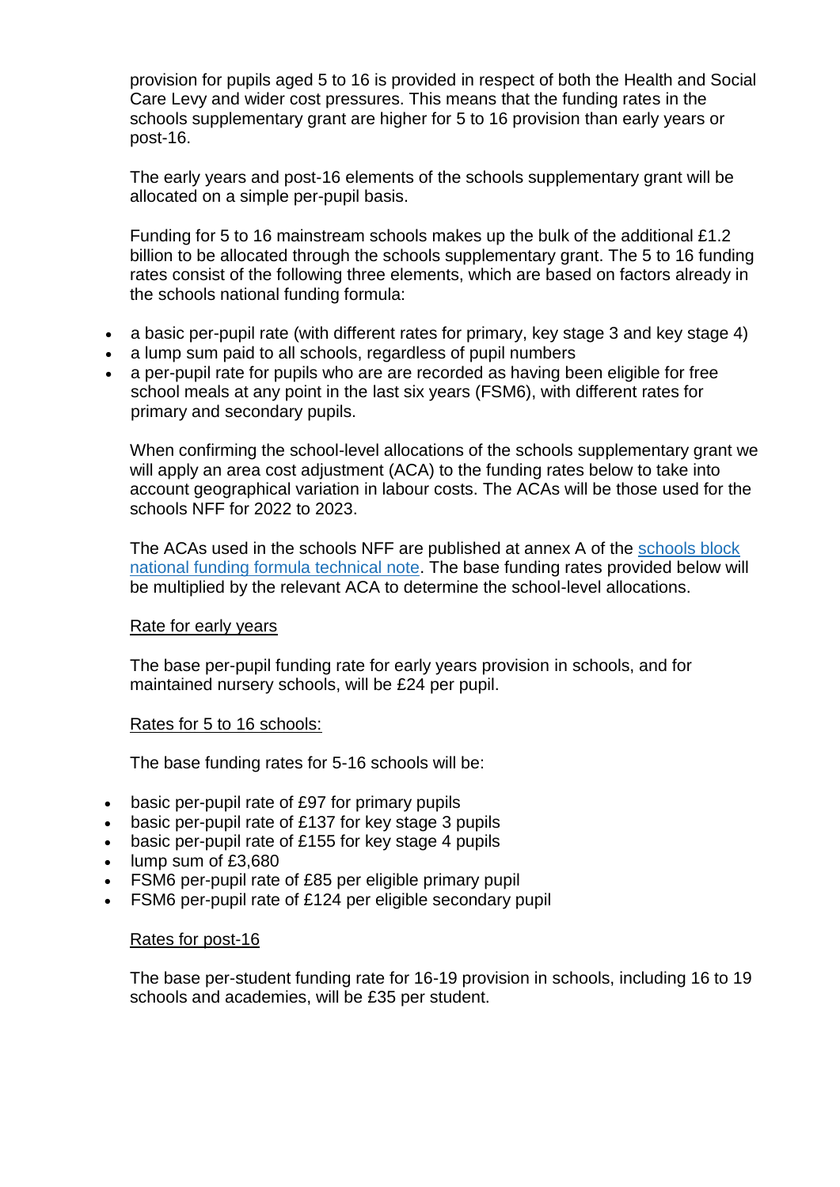provision for pupils aged 5 to 16 is provided in respect of both the Health and Social Care Levy and wider cost pressures. This means that the funding rates in the schools supplementary grant are higher for 5 to 16 provision than early years or post-16.

The early years and post-16 elements of the schools supplementary grant will be allocated on a simple per-pupil basis.

Funding for 5 to 16 mainstream schools makes up the bulk of the additional £1.2 billion to be allocated through the schools supplementary grant. The 5 to 16 funding rates consist of the following three elements, which are based on factors already in the schools national funding formula:

- a basic per-pupil rate (with different rates for primary, key stage 3 and key stage 4)
- a lump sum paid to all schools, regardless of pupil numbers
- a per-pupil rate for pupils who are are recorded as having been eligible for free school meals at any point in the last six years (FSM6), with different rates for primary and secondary pupils.

When confirming the school-level allocations of the schools supplementary grant we will apply an area cost adjustment (ACA) to the funding rates below to take into account geographical variation in labour costs. The ACAs will be those used for the schools NFF for 2022 to 2023.

The ACAs used in the schools NFF are published at annex A of the [schools block national funding formula technical note](). The base funding rates provided below will be multiplied by the relevant ACA to determine the school-level allocations.

<u>Rate for early years</u>

The base per-pupil funding rate for early years provision in schools, and for maintained nursery schools, will be £24 per pupil.

<u>Rates for 5 to 16 schools:</u>

The base funding rates for 5-16 schools will be:

- basic per-pupil rate of £97 for primary pupils
- basic per-pupil rate of £137 for key stage 3 pupils
- basic per-pupil rate of £155 for key stage 4 pupils
- lump sum of £3,680
- FSM6 per-pupil rate of £85 per eligible primary pupil
- FSM6 per-pupil rate of £124 per eligible secondary pupil

<u>Rates for post-16</u>

The base per-student funding rate for 16-19 provision in schools, including 16 to 19 schools and academies, will be £35 per student.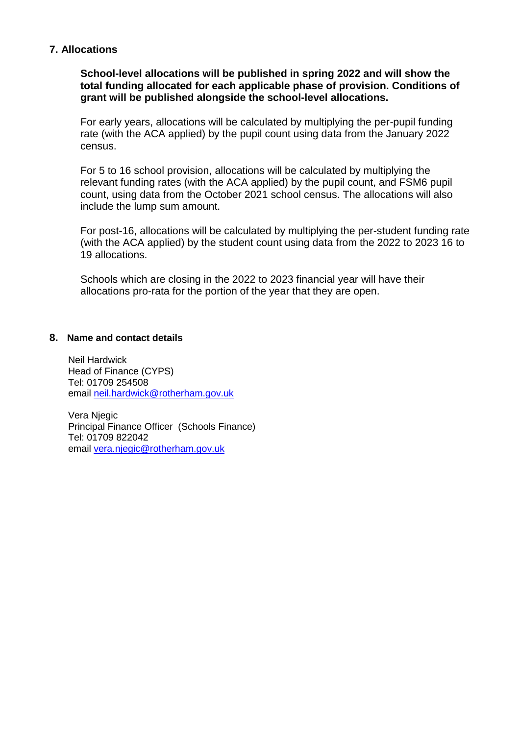## 7. Allocations

**School-level allocations will be published in spring 2022 and will show the total funding allocated for each applicable phase of provision. Conditions of grant will be published alongside the school-level allocations.**

For early years, allocations will be calculated by multiplying the per-pupil funding rate (with the ACA applied) by the pupil count using data from the January 2022 census.

For 5 to 16 school provision, allocations will be calculated by multiplying the relevant funding rates (with the ACA applied) by the pupil count, and FSM6 pupil count, using data from the October 2021 school census. The allocations will also include the lump sum amount.

For post-16, allocations will be calculated by multiplying the per-student funding rate (with the ACA applied) by the student count using data from the 2022 to 2023 16 to 19 allocations.

Schools which are closing in the 2022 to 2023 financial year will have their allocations pro-rata for the portion of the year that they are open.

## 8. Name and contact details

Neil Hardwick
Head of Finance (CYPS)
Tel: 01709 254508
email neil.hardwick@rotherham.gov.uk

Vera Njegic
Principal Finance Officer (Schools Finance)
Tel: 01709 822042
email vera.njegic@rotherham.gov.uk